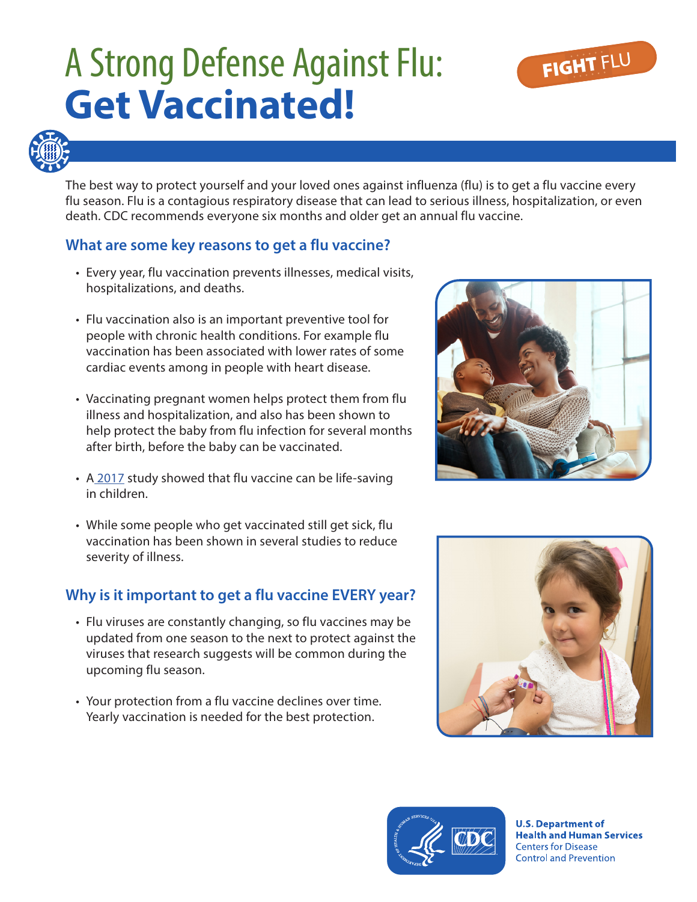# A Strong Defense Against Flu: **Get Vaccinated!**

FIGHT FLU

The best way to protect yourself and your loved ones against influenza (flu) is to get a flu vaccine every flu season. Flu is a contagious respiratory disease that can lead to serious illness, hospitalization, or even death. CDC recommends everyone six months and older get an annual flu vaccine.

## What are some key reasons to get a flu vaccine?

- Every year, flu vaccination prevents illnesses, medical visits, hospitalizations, and deaths.
- Flu vaccination also is an important preventive tool for people with chronic health conditions. For example flu vaccination has been associated with lower rates of some cardiac events among in people with heart disease.
- Vaccinating pregnant women helps protect them from flu illness and hospitalization, and also has been shown to help protect the baby from flu infection for several months after birth, before the baby can be vaccinated.
- A 2017 study showed that flu vaccine can be life-saving in children.
- While some people who get vaccinated still get sick, flu vaccination has been shown in several studies to reduce severity of illness.

## Why is it important to get a flu vaccine EVERY year?

- Flu viruses are constantly changing, so flu vaccines may be updated from one season to the next to protect against the viruses that research suggests will be common during the upcoming flu season.
- Your protection from a flu vaccine declines over time. Yearly vaccination is needed for the best protection.

U.S. Department of Health and Human Services
Centers for Disease Control and Prevention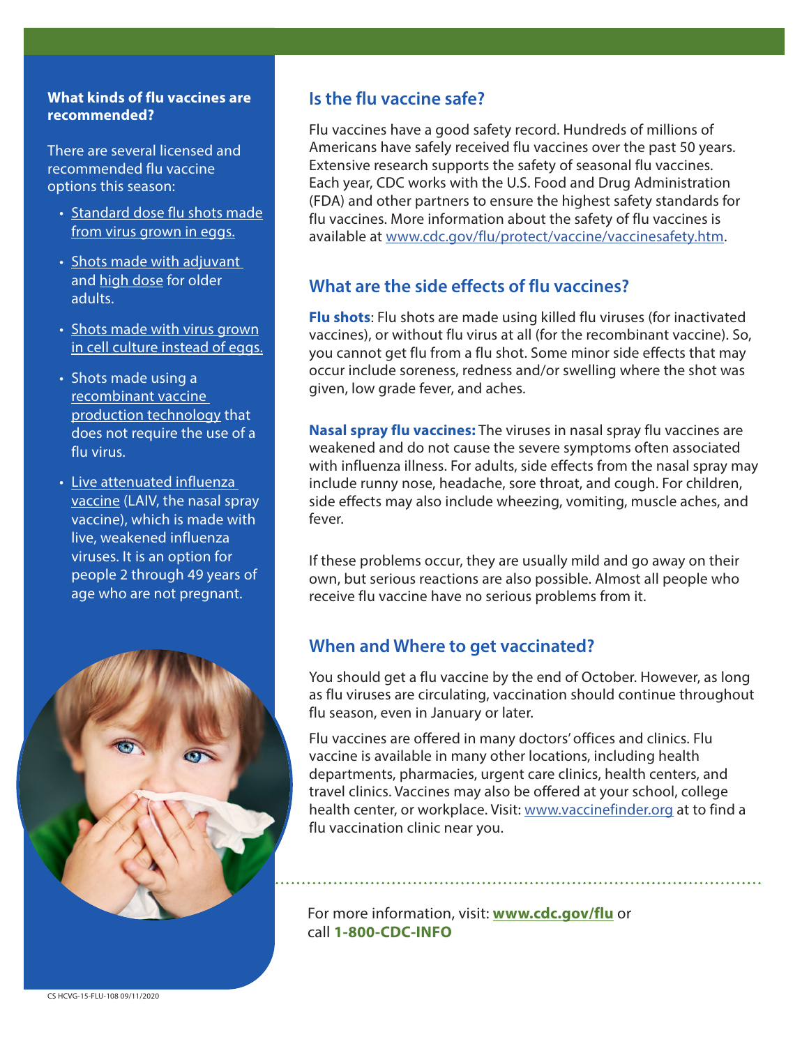**What kinds of flu vaccines are recommended?**

There are several licensed and recommended flu vaccine options this season:

- Standard dose flu shots made from virus grown in eggs.
- Shots made with adjuvant and high dose for older adults.
- Shots made with virus grown in cell culture instead of eggs.
- Shots made using a recombinant vaccine production technology that does not require the use of a flu virus.
- Live attenuated influenza vaccine (LAIV, the nasal spray vaccine), which is made with live, weakened influenza viruses. It is an option for people 2 through 49 years of age who are not pregnant.

## Is the flu vaccine safe?

Flu vaccines have a good safety record. Hundreds of millions of Americans have safely received flu vaccines over the past 50 years. Extensive research supports the safety of seasonal flu vaccines. Each year, CDC works with the U.S. Food and Drug Administration (FDA) and other partners to ensure the highest safety standards for flu vaccines. More information about the safety of flu vaccines is available at www.cdc.gov/flu/protect/vaccine/vaccinesafety.htm.

## What are the side effects of flu vaccines?

**Flu shots**: Flu shots are made using killed flu viruses (for inactivated vaccines), or without flu virus at all (for the recombinant vaccine). So, you cannot get flu from a flu shot. Some minor side effects that may occur include soreness, redness and/or swelling where the shot was given, low grade fever, and aches.

**Nasal spray flu vaccines:** The viruses in nasal spray flu vaccines are weakened and do not cause the severe symptoms often associated with influenza illness. For adults, side effects from the nasal spray may include runny nose, headache, sore throat, and cough. For children, side effects may also include wheezing, vomiting, muscle aches, and fever.

If these problems occur, they are usually mild and go away on their own, but serious reactions are also possible. Almost all people who receive flu vaccine have no serious problems from it.

## When and Where to get vaccinated?

You should get a flu vaccine by the end of October. However, as long as flu viruses are circulating, vaccination should continue throughout flu season, even in January or later.

Flu vaccines are offered in many doctors' offices and clinics. Flu vaccine is available in many other locations, including health departments, pharmacies, urgent care clinics, health centers, and travel clinics. Vaccines may also be offered at your school, college health center, or workplace. Visit: www.vaccinefinder.org at to find a flu vaccination clinic near you.

For more information, visit: **www.cdc.gov/flu** or call **1-800-CDC-INFO**

CS HCVG-15-FLU-108 09/11/2020